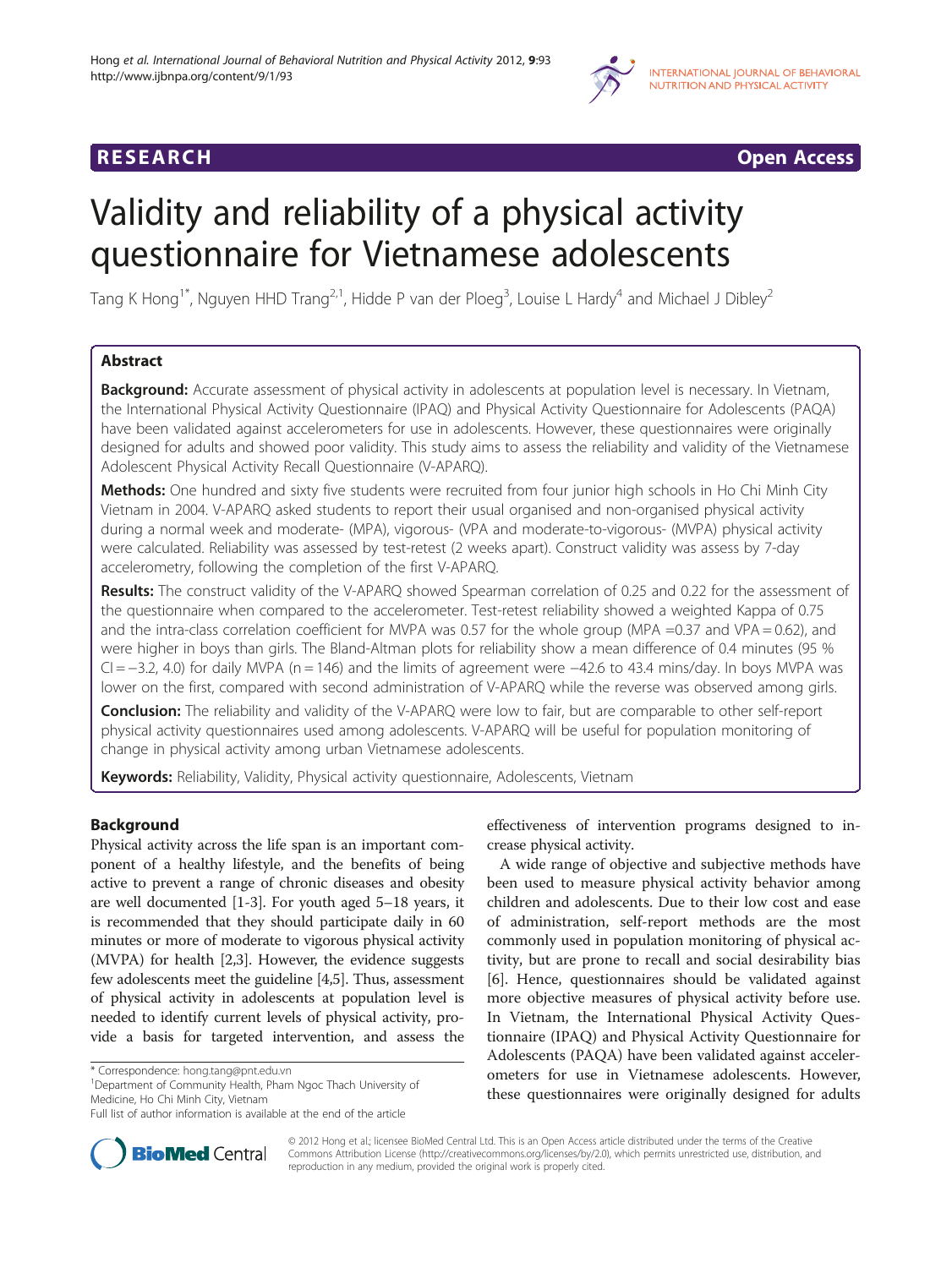RESEARCH **Open Access**

# Validity and reliability of a physical activity questionnaire for Vietnamese adolescents

Tang K Hong[1*], Nguyen HHD Trang[2,1], Hidde P van der Ploeg[3], Louise L Hardy[4] and Michael J Dibley[2]

## Abstract

**Background:** Accurate assessment of physical activity in adolescents at population level is necessary. In Vietnam, the International Physical Activity Questionnaire (IPAQ) and Physical Activity Questionnaire for Adolescents (PAQA) have been validated against accelerometers for use in adolescents. However, these questionnaires were originally designed for adults and showed poor validity. This study aims to assess the reliability and validity of the Vietnamese Adolescent Physical Activity Recall Questionnaire (V-APARQ).

**Methods:** One hundred and sixty five students were recruited from four junior high schools in Ho Chi Minh City Vietnam in 2004. V-APARQ asked students to report their usual organised and non-organised physical activity during a normal week and moderate- (MPA), vigorous- (VPA and moderate-to-vigorous- (MVPA) physical activity were calculated. Reliability was assessed by test-retest (2 weeks apart). Construct validity was assess by 7-day accelerometry, following the completion of the first V-APARQ.

**Results:** The construct validity of the V-APARQ showed Spearman correlation of 0.25 and 0.22 for the assessment of the questionnaire when compared to the accelerometer. Test-retest reliability showed a weighted Kappa of 0.75 and the intra-class correlation coefficient for MVPA was 0.57 for the whole group (MPA =0.37 and VPA = 0.62), and were higher in boys than girls. The Bland-Altman plots for reliability show a mean difference of 0.4 minutes (95 % CI = −3.2, 4.0) for daily MVPA (n = 146) and the limits of agreement were −42.6 to 43.4 mins/day. In boys MVPA was lower on the first, compared with second administration of V-APARQ while the reverse was observed among girls.

**Conclusion:** The reliability and validity of the V-APARQ were low to fair, but are comparable to other self-report physical activity questionnaires used among adolescents. V-APARQ will be useful for population monitoring of change in physical activity among urban Vietnamese adolescents.

**Keywords:** Reliability, Validity, Physical activity questionnaire, Adolescents, Vietnam

## Background

Physical activity across the life span is an important component of a healthy lifestyle, and the benefits of being active to prevent a range of chronic diseases and obesity are well documented [1-3]. For youth aged 5–18 years, it is recommended that they should participate daily in 60 minutes or more of moderate to vigorous physical activity (MVPA) for health [2,3]. However, the evidence suggests few adolescents meet the guideline [4,5]. Thus, assessment of physical activity in adolescents at population level is needed to identify current levels of physical activity, provide a basis for targeted intervention, and assess the effectiveness of intervention programs designed to increase physical activity.

A wide range of objective and subjective methods have been used to measure physical activity behavior among children and adolescents. Due to their low cost and ease of administration, self-report methods are the most commonly used in population monitoring of physical activity, but are prone to recall and social desirability bias [6]. Hence, questionnaires should be validated against more objective measures of physical activity before use. In Vietnam, the International Physical Activity Questionnaire (IPAQ) and Physical Activity Questionnaire for Adolescents (PAQA) have been validated against accelerometers for use in Vietnamese adolescents. However, these questionnaires were originally designed for adults

\* Correspondence: hong.tang@pnt.edu.vn
[1]Department of Community Health, Pham Ngoc Thach University of Medicine, Ho Chi Minh City, Vietnam
Full list of author information is available at the end of the article

© 2012 Hong et al.; licensee BioMed Central Ltd. This is an Open Access article distributed under the terms of the Creative Commons Attribution License (http://creativecommons.org/licenses/by/2.0), which permits unrestricted use, distribution, and reproduction in any medium, provided the original work is properly cited.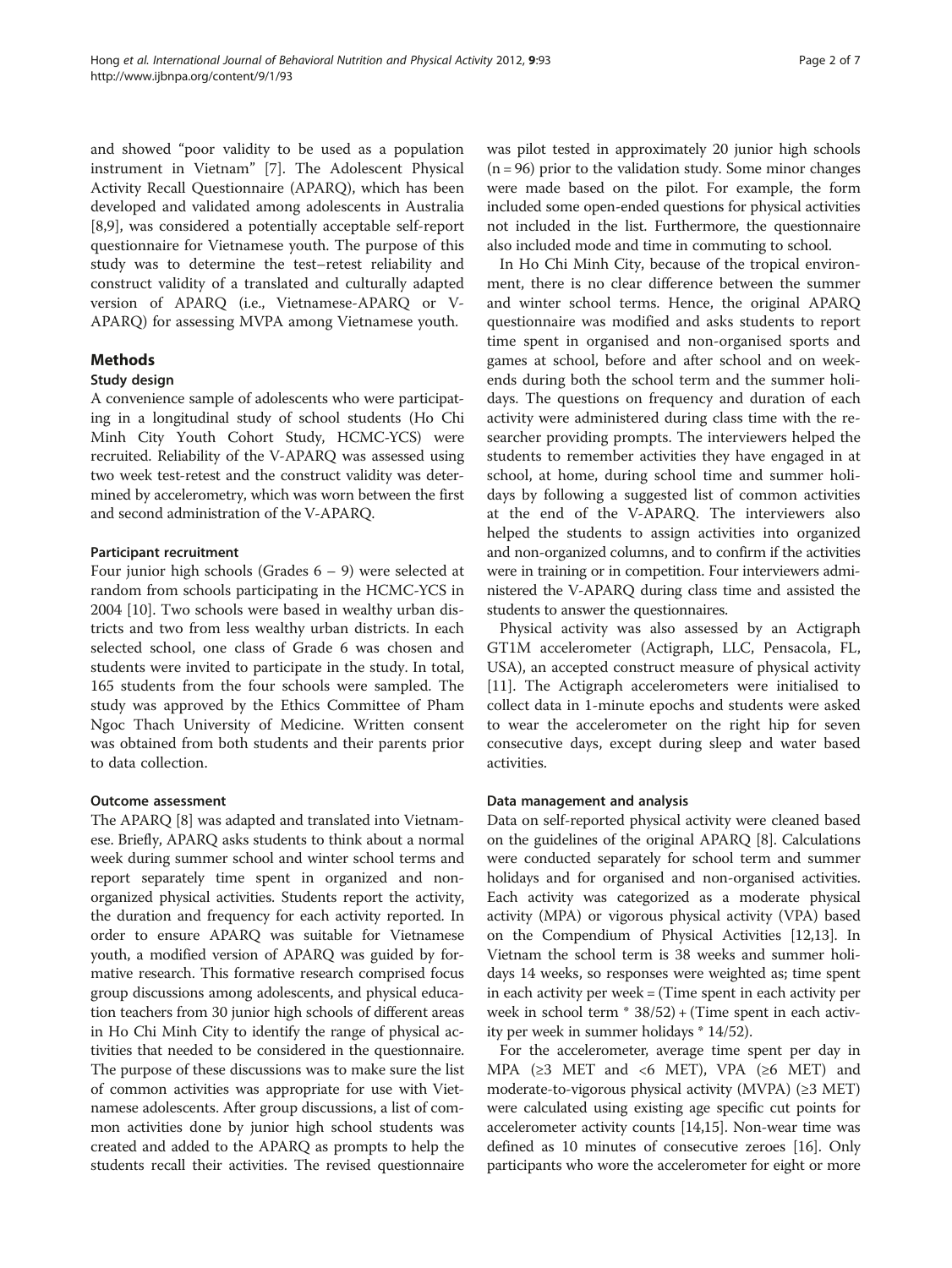and showed "poor validity to be used as a population instrument in Vietnam" [7]. The Adolescent Physical Activity Recall Questionnaire (APARQ), which has been developed and validated among adolescents in Australia [8,9], was considered a potentially acceptable self-report questionnaire for Vietnamese youth. The purpose of this study was to determine the test–retest reliability and construct validity of a translated and culturally adapted version of APARQ (i.e., Vietnamese-APARQ or V-APARQ) for assessing MVPA among Vietnamese youth.

## Methods

### Study design

A convenience sample of adolescents who were participating in a longitudinal study of school students (Ho Chi Minh City Youth Cohort Study, HCMC-YCS) were recruited. Reliability of the V-APARQ was assessed using two week test-retest and the construct validity was determined by accelerometry, which was worn between the first and second administration of the V-APARQ.

#### Participant recruitment

Four junior high schools (Grades 6 – 9) were selected at random from schools participating in the HCMC-YCS in 2004 [10]. Two schools were based in wealthy urban districts and two from less wealthy urban districts. In each selected school, one class of Grade 6 was chosen and students were invited to participate in the study. In total, 165 students from the four schools were sampled. The study was approved by the Ethics Committee of Pham Ngoc Thach University of Medicine. Written consent was obtained from both students and their parents prior to data collection.

#### Outcome assessment

The APARQ [8] was adapted and translated into Vietnamese. Briefly, APARQ asks students to think about a normal week during summer school and winter school terms and report separately time spent in organized and non-organized physical activities. Students report the activity, the duration and frequency for each activity reported. In order to ensure APARQ was suitable for Vietnamese youth, a modified version of APARQ was guided by formative research. This formative research comprised focus group discussions among adolescents, and physical education teachers from 30 junior high schools of different areas in Ho Chi Minh City to identify the range of physical activities that needed to be considered in the questionnaire. The purpose of these discussions was to make sure the list of common activities was appropriate for use with Vietnamese adolescents. After group discussions, a list of common activities done by junior high school students was created and added to the APARQ as prompts to help the students recall their activities. The revised questionnaire was pilot tested in approximately 20 junior high schools (n = 96) prior to the validation study. Some minor changes were made based on the pilot. For example, the form included some open-ended questions for physical activities not included in the list. Furthermore, the questionnaire also included mode and time in commuting to school.

In Ho Chi Minh City, because of the tropical environment, there is no clear difference between the summer and winter school terms. Hence, the original APARQ questionnaire was modified and asks students to report time spent in organised and non-organised sports and games at school, before and after school and on weekends during both the school term and the summer holidays. The questions on frequency and duration of each activity were administered during class time with the researcher providing prompts. The interviewers helped the students to remember activities they have engaged in at school, at home, during school time and summer holidays by following a suggested list of common activities at the end of the V-APARQ. The interviewers also helped the students to assign activities into organized and non-organized columns, and to confirm if the activities were in training or in competition. Four interviewers administered the V-APARQ during class time and assisted the students to answer the questionnaires.

Physical activity was also assessed by an Actigraph GT1M accelerometer (Actigraph, LLC, Pensacola, FL, USA), an accepted construct measure of physical activity [11]. The Actigraph accelerometers were initialised to collect data in 1-minute epochs and students were asked to wear the accelerometer on the right hip for seven consecutive days, except during sleep and water based activities.

#### Data management and analysis

Data on self-reported physical activity were cleaned based on the guidelines of the original APARQ [8]. Calculations were conducted separately for school term and summer holidays and for organised and non-organised activities. Each activity was categorized as a moderate physical activity (MPA) or vigorous physical activity (VPA) based on the Compendium of Physical Activities [12,13]. In Vietnam the school term is 38 weeks and summer holidays 14 weeks, so responses were weighted as; time spent in each activity per week = (Time spent in each activity per week in school term * 38/52) + (Time spent in each activity per week in summer holidays * 14/52).

For the accelerometer, average time spent per day in MPA (≥3 MET and <6 MET), VPA (≥6 MET) and moderate-to-vigorous physical activity (MVPA) (≥3 MET) were calculated using existing age specific cut points for accelerometer activity counts [14,15]. Non-wear time was defined as 10 minutes of consecutive zeroes [16]. Only participants who wore the accelerometer for eight or more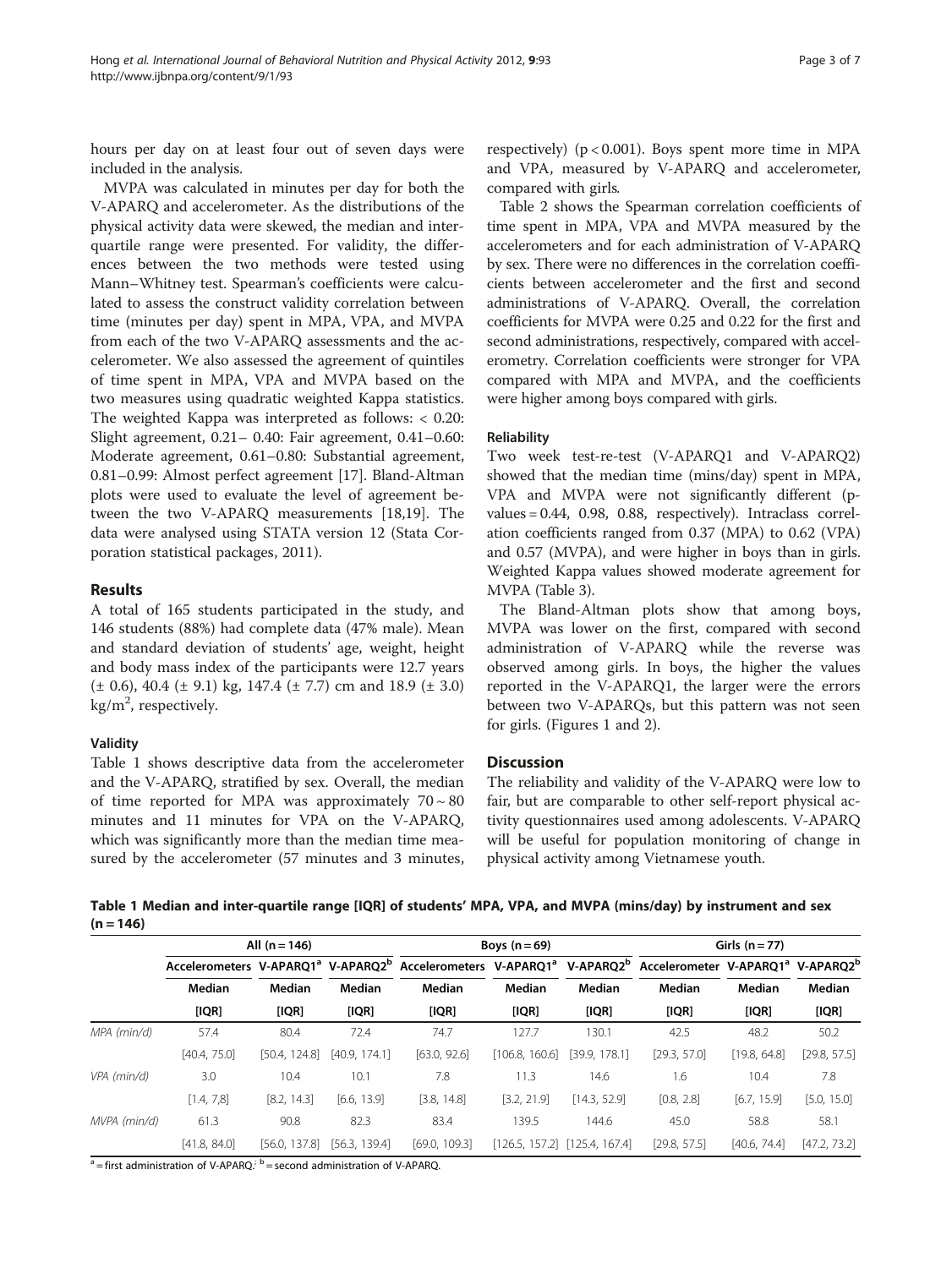hours per day on at least four out of seven days were included in the analysis.

MVPA was calculated in minutes per day for both the V-APARQ and accelerometer. As the distributions of the physical activity data were skewed, the median and interquartile range were presented. For validity, the differences between the two methods were tested using Mann–Whitney test. Spearman's coefficients were calculated to assess the construct validity correlation between time (minutes per day) spent in MPA, VPA, and MVPA from each of the two V-APARQ assessments and the accelerometer. We also assessed the agreement of quintiles of time spent in MPA, VPA and MVPA based on the two measures using quadratic weighted Kappa statistics. The weighted Kappa was interpreted as follows: < 0.20: Slight agreement, 0.21– 0.40: Fair agreement, 0.41–0.60: Moderate agreement, 0.61–0.80: Substantial agreement, 0.81–0.99: Almost perfect agreement [17]. Bland-Altman plots were used to evaluate the level of agreement between the two V-APARQ measurements [18,19]. The data were analysed using STATA version 12 (Stata Corporation statistical packages, 2011).

## Results

A total of 165 students participated in the study, and 146 students (88%) had complete data (47% male). Mean and standard deviation of students' age, weight, height and body mass index of the participants were 12.7 years (± 0.6), 40.4 (± 9.1) kg, 147.4 (± 7.7) cm and 18.9 (± 3.0) $kg/m^2$, respectively.

### Validity

Table 1 shows descriptive data from the accelerometer and the V-APARQ, stratified by sex. Overall, the median of time reported for MPA was approximately 70 ~ 80 minutes and 11 minutes for VPA on the V-APARQ, which was significantly more than the median time measured by the accelerometer (57 minutes and 3 minutes, respectively) ($p < 0.001$). Boys spent more time in MPA and VPA, measured by V-APARQ and accelerometer, compared with girls.

Table 2 shows the Spearman correlation coefficients of time spent in MPA, VPA and MVPA measured by the accelerometers and for each administration of V-APARQ by sex. There were no differences in the correlation coefficients between accelerometer and the first and second administrations of V-APARQ. Overall, the correlation coefficients for MVPA were 0.25 and 0.22 for the first and second administrations, respectively, compared with accelerometry. Correlation coefficients were stronger for VPA compared with MPA and MVPA, and the coefficients were higher among boys compared with girls.

### Reliability

Two week test-re-test (V-APARQ1 and V-APARQ2) showed that the median time (mins/day) spent in MPA, VPA and MVPA were not significantly different (p-values = 0.44, 0.98, 0.88, respectively). Intraclass correlation coefficients ranged from 0.37 (MPA) to 0.62 (VPA) and 0.57 (MVPA), and were higher in boys than in girls. Weighted Kappa values showed moderate agreement for MVPA (Table 3).

The Bland-Altman plots show that among boys, MVPA was lower on the first, compared with second administration of V-APARQ while the reverse was observed among girls. In boys, the higher the values reported in the V-APARQ1, the larger were the errors between two V-APARQs, but this pattern was not seen for girls. (Figures 1 and 2).

## Discussion

The reliability and validity of the V-APARQ were low to fair, but are comparable to other self-report physical activity questionnaires used among adolescents. V-APARQ will be useful for population monitoring of change in physical activity among Vietnamese youth.

**Table 1 Median and inter-quartile range [IQR] of students' MPA, VPA, and MVPA (mins/day) by instrument and sex (n = 146)**

| | All (n = 146) | | | Boys (n = 69) | | | Girls (n = 77) | | |
|---|---|---|---|---|---|---|---|---|---|
| | Accelerometers | V-APARQ1[a] | V-APARQ2[b] | Accelerometers | V-APARQ1[a] | V-APARQ2[b] | Accelerometer | V-APARQ1[a] | V-APARQ2[b] |
| | Median [IQR] | Median [IQR] | Median [IQR] | Median [IQR] | Median [IQR] | Median [IQR] | Median [IQR] | Median [IQR] | Median [IQR] |
| *MPA (min/d)* | 57.4 | 80.4 | 72.4 | 74.7 | 127.7 | 130.1 | 42.5 | 48.2 | 50.2 |
| | [40.4, 75.0] | [50.4, 124.8] | [40.9, 174.1] | [63.0, 92.6] | [106.8, 160.6] | [39.9, 178.1] | [29.3, 57.0] | [19.8, 64.8] | [29.8, 57.5] |
| *VPA (min/d)* | 3.0 | 10.4 | 10.1 | 7.8 | 11.3 | 14.6 | 1.6 | 10.4 | 7.8 |
| | [1.4, 7,8] | [8.2, 14.3] | [6.6, 13.9] | [3.8, 14.8] | [3.2, 21.9] | [14.3, 52.9] | [0.8, 2.8] | [6.7, 15.9] | [5.0, 15.0] |
| *MVPA (min/d)* | 61.3 | 90.8 | 82.3 | 83.4 | 139.5 | 144.6 | 45.0 | 58.8 | 58.1 |
| | [41.8, 84.0] | [56.0, 137.8] | [56.3, 139.4] | [69.0, 109.3] | [126.5, 157.2] | [125.4, 167.4] | [29.8, 57.5] | [40.6, 74.4] | [47.2, 73.2] |

[a] = first administration of V-APARQ.; [b] = second administration of V-APARQ.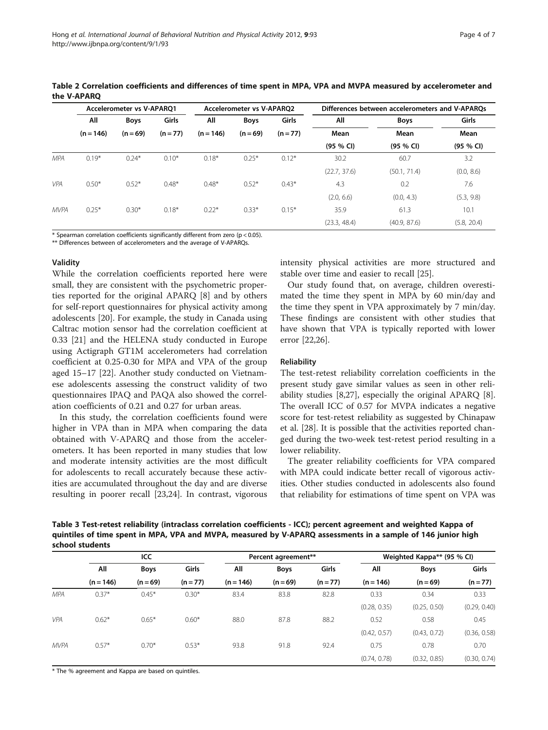**Table 2 Correlation coefficients and differences of time spent in MPA, VPA and MVPA measured by accelerometer and the V-APARQ**

| | Accelerometer vs V-APARQ1 | | | Accelerometer vs V-APARQ2 | | | Differences between accelerometers and V-APARQs | | |
|---|---|---|---|---|---|---|---|---|---|
| | All | Boys | Girls | All | Boys | Girls | All | Boys | Girls |
| | (n = 146) | (n = 69) | (n = 77) | (n = 146) | (n = 69) | (n = 77) | Mean (95 % CI) | Mean (95 % CI) | Mean (95 % CI) |
| *MPA* | 0.19* | 0.24* | 0.10* | 0.18* | 0.25* | 0.12* | 30.2 (22.7, 37.6) | 60.7 (50.1, 71.4) | 3.2 (0.0, 8.6) |
| *VPA* | 0.50* | 0.52* | 0.48* | 0.48* | 0.52* | 0.43* | 4.3 (2.0, 6.6) | 0.2 (0.0, 4.3) | 7.6 (5.3, 9.8) |
| *MVPA* | 0.25* | 0.30* | 0.18* | 0.22* | 0.33* | 0.15* | 35.9 (23.3, 48.4) | 61.3 (40.9, 87.6) | 10.1 (5.8, 20.4) |

* Spearman correlation coefficients significantly different from zero ($p < 0.05$).
** Differences between of accelerometers and the average of V-APARQs.

### Validity

While the correlation coefficients reported here were small, they are consistent with the psychometric properties reported for the original APARQ [8] and by others for self-report questionnaires for physical activity among adolescents [20]. For example, the study in Canada using Caltrac motion sensor had the correlation coefficient at 0.33 [21] and the HELENA study conducted in Europe using Actigraph GT1M accelerometers had correlation coefficient at 0.25-0.30 for MPA and VPA of the group aged 15–17 [22]. Another study conducted on Vietnamese adolescents assessing the construct validity of two questionnaires IPAQ and PAQA also showed the correlation coefficients of 0.21 and 0.27 for urban areas.

In this study, the correlation coefficients found were higher in VPA than in MPA when comparing the data obtained with V-APARQ and those from the accelerometers. It has been reported in many studies that low and moderate intensity activities are the most difficult for adolescents to recall accurately because these activities are accumulated throughout the day and are diverse resulting in poorer recall [23,24]. In contrast, vigorous intensity physical activities are more structured and stable over time and easier to recall [25].

Our study found that, on average, children overestimated the time they spent in MPA by 60 min/day and the time they spent in VPA approximately by 7 min/day. These findings are consistent with other studies that have shown that VPA is typically reported with lower error [22,26].

### Reliability

The test-retest reliability correlation coefficients in the present study gave similar values as seen in other reliability studies [8,27], especially the original APARQ [8]. The overall ICC of 0.57 for MVPA indicates a negative score for test-retest reliability as suggested by Chinapaw et al. [28]. It is possible that the activities reported changed during the two-week test-retest period resulting in a lower reliability.

The greater reliability coefficients for VPA compared with MPA could indicate better recall of vigorous activities. Other studies conducted in adolescents also found that reliability for estimations of time spent on VPA was

**Table 3 Test-retest reliability (intraclass correlation coefficients - ICC); percent agreement and weighted Kappa of quintiles of time spent in MPA, VPA and MVPA, measured by V-APARQ assessments in a sample of 146 junior high school students**

| | ICC | | | Percent agreement** | | | Weighted Kappa** (95 % CI) | | |
|---|---|---|---|---|---|---|---|---|---|
| | All | Boys | Girls | All | Boys | Girls | All | Boys | Girls |
| | (n = 146) | (n = 69) | (n = 77) | (n = 146) | (n = 69) | (n = 77) | (n = 146) | (n = 69) | (n = 77) |
| *MPA* | 0.37* | 0.45* | 0.30* | 83.4 | 83.8 | 82.8 | 0.33 (0.28, 0.35) | 0.34 (0.25, 0.50) | 0.33 (0.29, 0.40) |
| *VPA* | 0.62* | 0.65* | 0.60* | 88.0 | 87.8 | 88.2 | 0.52 (0.42, 0.57) | 0.58 (0.43, 0.72) | 0.45 (0.36, 0.58) |
| *MVPA* | 0.57* | 0.70* | 0.53* | 93.8 | 91.8 | 92.4 | 0.75 (0.74, 0.78) | 0.78 (0.32, 0.85) | 0.70 (0.30, 0.74) |

* The % agreement and Kappa are based on quintiles.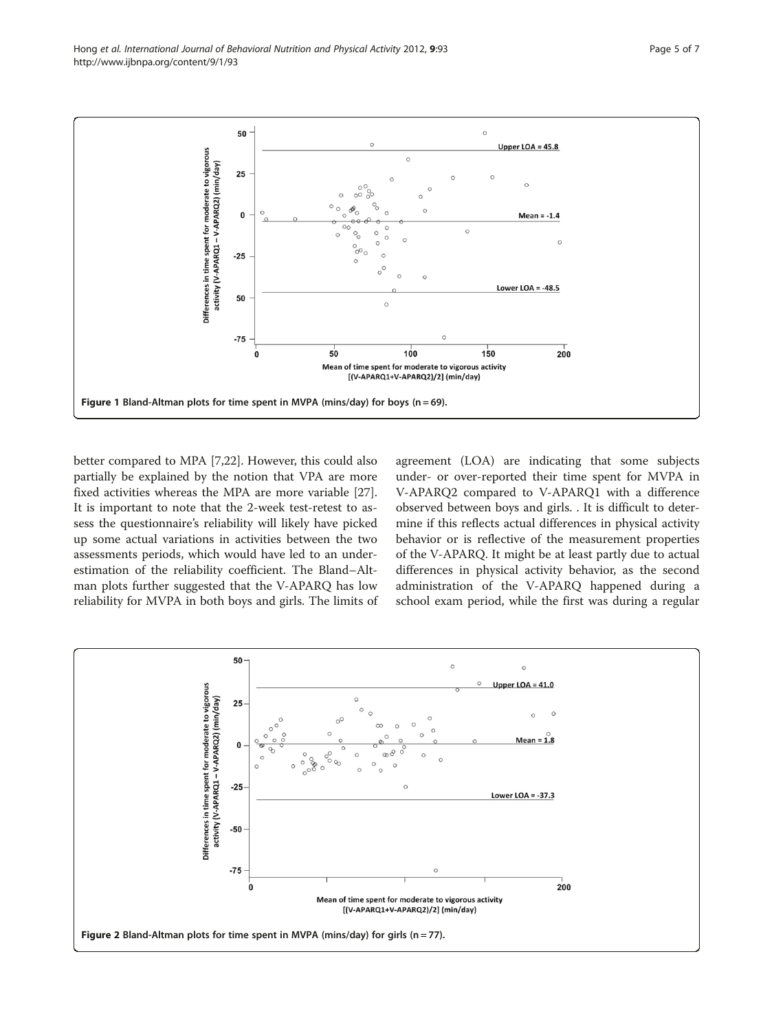Figure 1 Bland-Altman plots for time spent in MVPA (mins/day) for boys (n = 69).

better compared to MPA [7,22]. However, this could also partially be explained by the notion that VPA are more fixed activities whereas the MPA are more variable [27]. It is important to note that the 2-week test-retest to assess the questionnaire's reliability will likely have picked up some actual variations in activities between the two assessments periods, which would have led to an underestimation of the reliability coefficient. The Bland–Altman plots further suggested that the V-APARQ has low reliability for MVPA in both boys and girls. The limits of agreement (LOA) are indicating that some subjects under- or over-reported their time spent for MVPA in V-APARQ2 compared to V-APARQ1 with a difference observed between boys and girls. . It is difficult to determine if this reflects actual differences in physical activity behavior or is reflective of the measurement properties of the V-APARQ. It might be at least partly due to actual differences in physical activity behavior, as the second administration of the V-APARQ happened during a school exam period, while the first was during a regular

Figure 2 Bland-Altman plots for time spent in MVPA (mins/day) for girls (n = 77).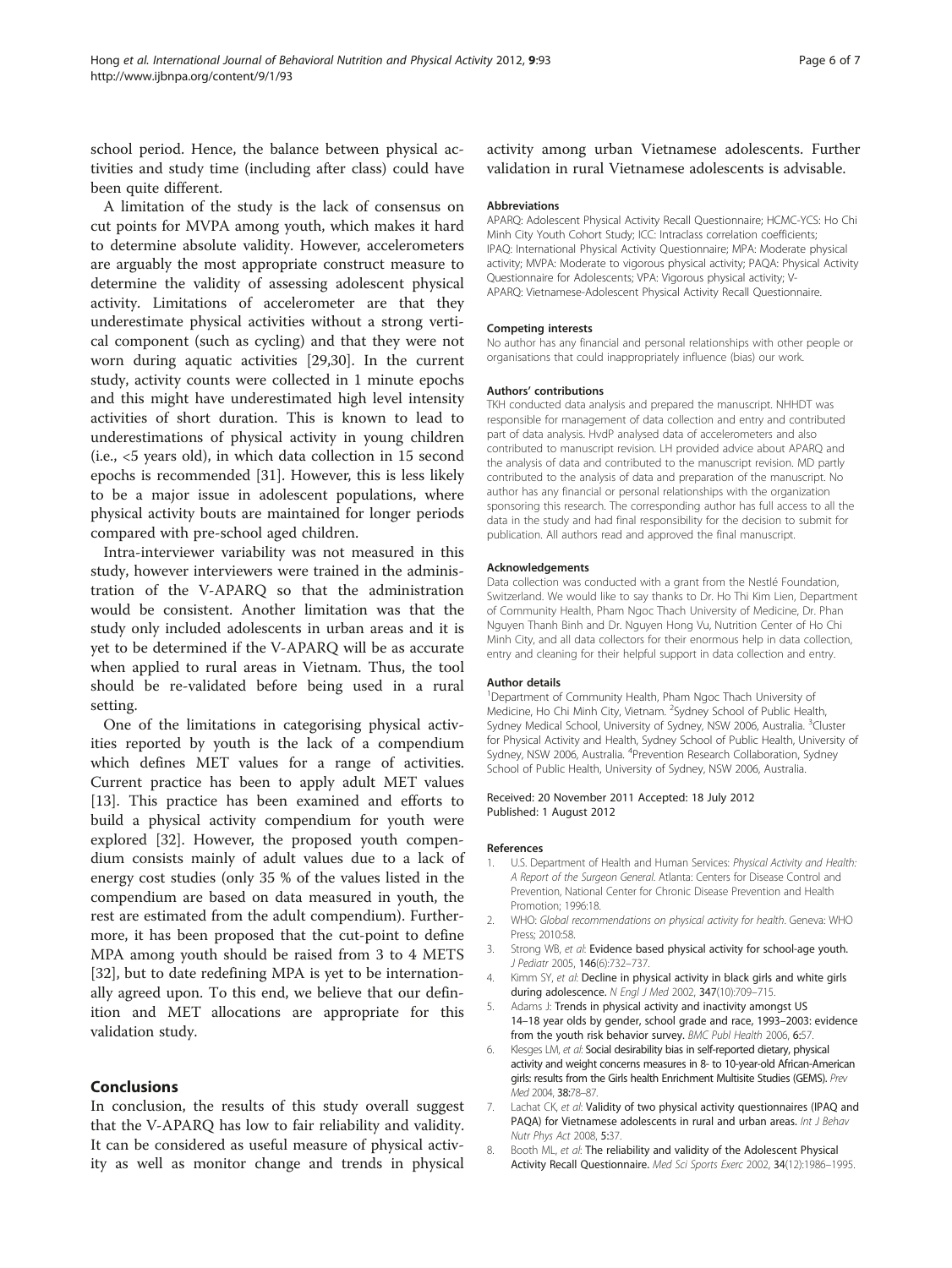school period. Hence, the balance between physical activities and study time (including after class) could have been quite different.

A limitation of the study is the lack of consensus on cut points for MVPA among youth, which makes it hard to determine absolute validity. However, accelerometers are arguably the most appropriate construct measure to determine the validity of assessing adolescent physical activity. Limitations of accelerometer are that they underestimate physical activities without a strong vertical component (such as cycling) and that they were not worn during aquatic activities [29,30]. In the current study, activity counts were collected in 1 minute epochs and this might have underestimated high level intensity activities of short duration. This is known to lead to underestimations of physical activity in young children (i.e., <5 years old), in which data collection in 15 second epochs is recommended [31]. However, this is less likely to be a major issue in adolescent populations, where physical activity bouts are maintained for longer periods compared with pre-school aged children.

Intra-interviewer variability was not measured in this study, however interviewers were trained in the administration of the V-APARQ so that the administration would be consistent. Another limitation was that the study only included adolescents in urban areas and it is yet to be determined if the V-APARQ will be as accurate when applied to rural areas in Vietnam. Thus, the tool should be re-validated before being used in a rural setting.

One of the limitations in categorising physical activities reported by youth is the lack of a compendium which defines MET values for a range of activities. Current practice has been to apply adult MET values [13]. This practice has been examined and efforts to build a physical activity compendium for youth were explored [32]. However, the proposed youth compendium consists mainly of adult values due to a lack of energy cost studies (only 35 % of the values listed in the compendium are based on data measured in youth, the rest are estimated from the adult compendium). Furthermore, it has been proposed that the cut-point to define MPA among youth should be raised from 3 to 4 METS [32], but to date redefining MPA is yet to be internationally agreed upon. To this end, we believe that our definition and MET allocations are appropriate for this validation study.

## Conclusions

In conclusion, the results of this study overall suggest that the V-APARQ has low to fair reliability and validity. It can be considered as useful measure of physical activity as well as monitor change and trends in physical activity among urban Vietnamese adolescents. Further validation in rural Vietnamese adolescents is advisable.

#### Abbreviations

APARQ: Adolescent Physical Activity Recall Questionnaire; HCMC-YCS: Ho Chi Minh City Youth Cohort Study; ICC: Intraclass correlation coefficients; IPAQ: International Physical Activity Questionnaire; MPA: Moderate physical activity; MVPA: Moderate to vigorous physical activity; PAQA: Physical Activity Questionnaire for Adolescents; VPA: Vigorous physical activity; V-APARQ: Vietnamese-Adolescent Physical Activity Recall Questionnaire.

#### Competing interests

No author has any financial and personal relationships with other people or organisations that could inappropriately influence (bias) our work.

#### Authors' contributions

TKH conducted data analysis and prepared the manuscript. NHHDT was responsible for management of data collection and entry and contributed part of data analysis. HvdP analysed data of accelerometers and also contributed to manuscript revision. LH provided advice about APARQ and the analysis of data and contributed to the manuscript revision. MD partly contributed to the analysis of data and preparation of the manuscript. No author has any financial or personal relationships with the organization sponsoring this research. The corresponding author has full access to all the data in the study and had final responsibility for the decision to submit for publication. All authors read and approved the final manuscript.

#### Acknowledgements

Data collection was conducted with a grant from the Nestlé Foundation, Switzerland. We would like to say thanks to Dr. Ho Thi Kim Lien, Department of Community Health, Pham Ngoc Thach University of Medicine, Dr. Phan Nguyen Thanh Binh and Dr. Nguyen Hong Vu, Nutrition Center of Ho Chi Minh City, and all data collectors for their enormous help in data collection, entry and cleaning for their helpful support in data collection and entry.

#### Author details

[1]Department of Community Health, Pham Ngoc Thach University of Medicine, Ho Chi Minh City, Vietnam. [2]Sydney School of Public Health, Sydney Medical School, University of Sydney, NSW 2006, Australia. [3]Cluster for Physical Activity and Health, Sydney School of Public Health, University of Sydney, NSW 2006, Australia. [4]Prevention Research Collaboration, Sydney School of Public Health, University of Sydney, NSW 2006, Australia.

Received: 20 November 2011 Accepted: 18 July 2012
Published: 1 August 2012

#### References

1. U.S. Department of Health and Human Services: *Physical Activity and Health: A Report of the Surgeon General*. Atlanta: Centers for Disease Control and Prevention, National Center for Chronic Disease Prevention and Health Promotion; 1996:18.
2. WHO: *Global recommendations on physical activity for health*. Geneva: WHO Press; 2010:58.
3. Strong WB, *et al*: **Evidence based physical activity for school-age youth.** *J Pediatr* 2005, **146**(6):732–737.
4. Kimm SY, *et al*: **Decline in physical activity in black girls and white girls during adolescence.** *N Engl J Med* 2002, **347**(10):709–715.
5. Adams J: **Trends in physical activity and inactivity amongst US 14–18 year olds by gender, school grade and race, 1993–2003: evidence from the youth risk behavior survey.** *BMC Publ Health* 2006, **6**:57.
6. Klesges LM, *et al*: **Social desirability bias in self-reported dietary, physical activity and weight concerns measures in 8- to 10-year-old African-American girls: results from the Girls health Enrichment Multisite Studies (GEMS).** *Prev Med* 2004, **38**:78–87.
7. Lachat CK, *et al*: **Validity of two physical activity questionnaires (IPAQ and PAQA) for Vietnamese adolescents in rural and urban areas.** *Int J Behav Nutr Phys Act* 2008, **5**:37.
8. Booth ML, *et al*: **The reliability and validity of the Adolescent Physical Activity Recall Questionnaire.** *Med Sci Sports Exerc* 2002, **34**(12):1986–1995.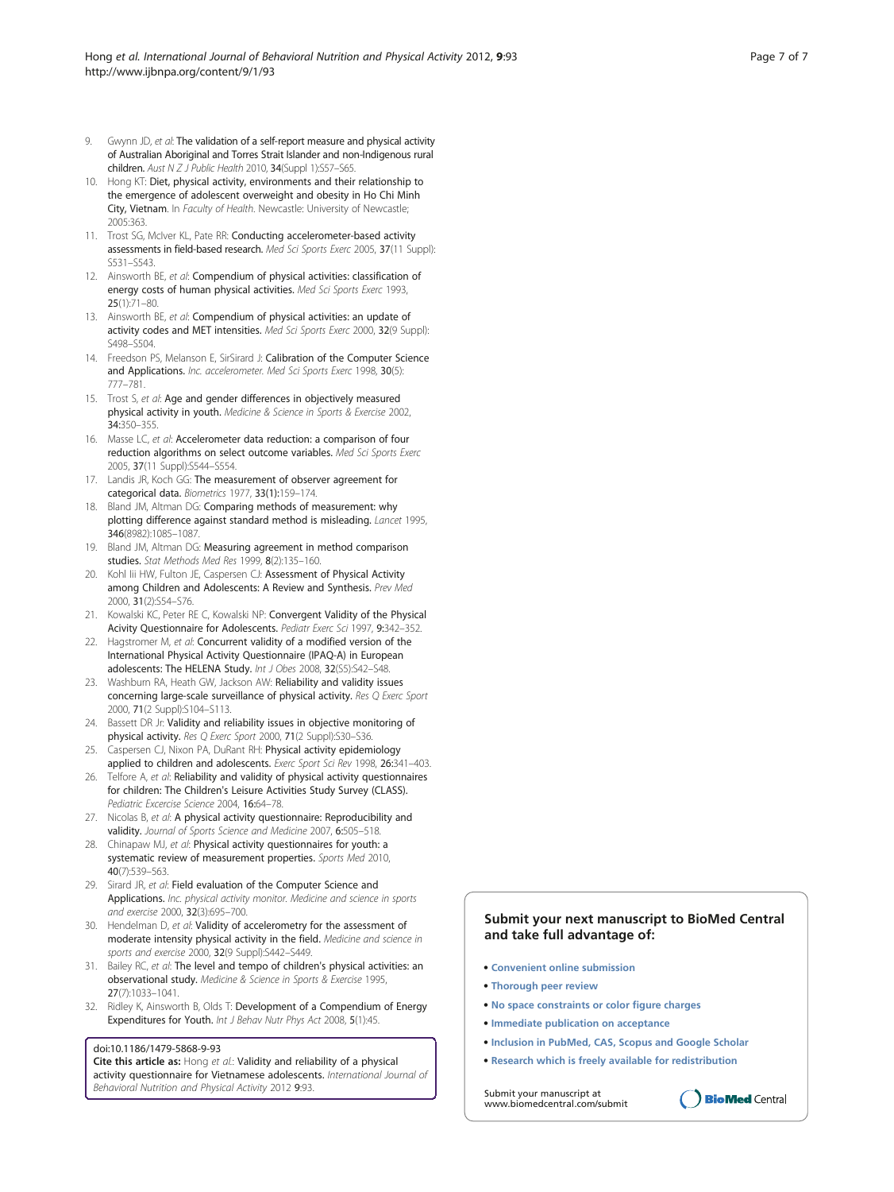9. Gwynn JD, *et al*: **The validation of a self-report measure and physical activity of Australian Aboriginal and Torres Strait Islander and non-Indigenous rural children.** *Aust N Z J Public Health* 2010, **34**(Suppl 1):S57–S65.
10. Hong KT: **Diet, physical activity, environments and their relationship to the emergence of adolescent overweight and obesity in Ho Chi Minh City, Vietnam.** In *Faculty of Health*. Newcastle: University of Newcastle; 2005:363.
11. Trost SG, McIver KL, Pate RR: **Conducting accelerometer-based activity assessments in field-based research.** *Med Sci Sports Exerc* 2005, **37**(11 Suppl): S531–S543.
12. Ainsworth BE, *et al*: **Compendium of physical activities: classification of energy costs of human physical activities.** *Med Sci Sports Exerc* 1993, **25**(1):71–80.
13. Ainsworth BE, *et al*: **Compendium of physical activities: an update of activity codes and MET intensities.** *Med Sci Sports Exerc* 2000, **32**(9 Suppl): S498–S504.
14. Freedson PS, Melanson E, SirSirard J: **Calibration of the Computer Science and Applications.** *Inc. accelerometer. Med Sci Sports Exerc* 1998, **30**(5): 777–781.
15. Trost S, *et al*: **Age and gender differences in objectively measured physical activity in youth.** *Medicine & Science in Sports & Exercise* 2002, **34**:350–355.
16. Masse LC, *et al*: **Accelerometer data reduction: a comparison of four reduction algorithms on select outcome variables.** *Med Sci Sports Exerc* 2005, **37**(11 Suppl):S544–S554.
17. Landis JR, Koch GG: **The measurement of observer agreement for categorical data.** *Biometrics* 1977, **33(1)**:159–174.
18. Bland JM, Altman DG: **Comparing methods of measurement: why plotting difference against standard method is misleading.** *Lancet* 1995, **346**(8982):1085–1087.
19. Bland JM, Altman DG: **Measuring agreement in method comparison studies.** *Stat Methods Med Res* 1999, **8**(2):135–160.
20. Kohl Iii HW, Fulton JE, Caspersen CJ: **Assessment of Physical Activity among Children and Adolescents: A Review and Synthesis.** *Prev Med* 2000, **31**(2):S54–S76.
21. Kowalski KC, Peter RE C, Kowalski NP: **Convergent Validity of the Physical Acivity Questionnaire for Adolescents.** *Pediatr Exerc Sci* 1997, **9**:342–352.
22. Hagstromer M, *et al*: **Concurrent validity of a modified version of the International Physical Activity Questionnaire (IPAQ-A) in European adolescents: The HELENA Study.** *Int J Obes* 2008, **32**(S5):S42–S48.
23. Washburn RA, Heath GW, Jackson AW: **Reliability and validity issues concerning large-scale surveillance of physical activity.** *Res Q Exerc Sport* 2000, **71**(2 Suppl):S104–S113.
24. Bassett DR Jr: **Validity and reliability issues in objective monitoring of physical activity.** *Res Q Exerc Sport* 2000, **71**(2 Suppl):S30–S36.
25. Caspersen CJ, Nixon PA, DuRant RH: **Physical activity epidemiology applied to children and adolescents.** *Exerc Sport Sci Rev* 1998, **26**:341–403.
26. Telfore A, *et al*: **Reliability and validity of physical activity questionnaires for children: The Children's Leisure Activities Study Survey (CLASS).** *Pediatric Excercise Science* 2004, **16**:64–78.
27. Nicolas B, *et al*: **A physical activity questionnaire: Reproducibility and validity.** *Journal of Sports Science and Medicine* 2007, **6**:505–518.
28. Chinapaw MJ, *et al*: **Physical activity questionnaires for youth: a systematic review of measurement properties.** *Sports Med* 2010, **40**(7):539–563.
29. Sirard JR, *et al*: **Field evaluation of the Computer Science and Applications.** *Inc. physical activity monitor. Medicine and science in sports and exercise* 2000, **32**(3):695–700.
30. Hendelman D, *et al*: **Validity of accelerometry for the assessment of moderate intensity physical activity in the field.** *Medicine and science in sports and exercise* 2000, **32**(9 Suppl):S442–S449.
31. Bailey RC, *et al*: **The level and tempo of children's physical activities: an observational study.** *Medicine & Science in Sports & Exercise* 1995, **27**(7):1033–1041.
32. Ridley K, Ainsworth B, Olds T: **Development of a Compendium of Energy Expenditures for Youth.** *Int J Behav Nutr Phys Act* 2008, **5**(1):45.

doi:10.1186/1479-5868-9-93

**Cite this article as:** Hong *et al.*: Validity and reliability of a physical activity questionnaire for Vietnamese adolescents. *International Journal of Behavioral Nutrition and Physical Activity* 2012 **9**:93.

**Submit your next manuscript to BioMed Central and take full advantage of:**

- **Convenient online submission**
- **Thorough peer review**
- **No space constraints or color figure charges**
- **Immediate publication on acceptance**
- **Inclusion in PubMed, CAS, Scopus and Google Scholar**
- **Research which is freely available for redistribution**

Submit your manuscript at www.biomedcentral.com/submit

BioMed Central